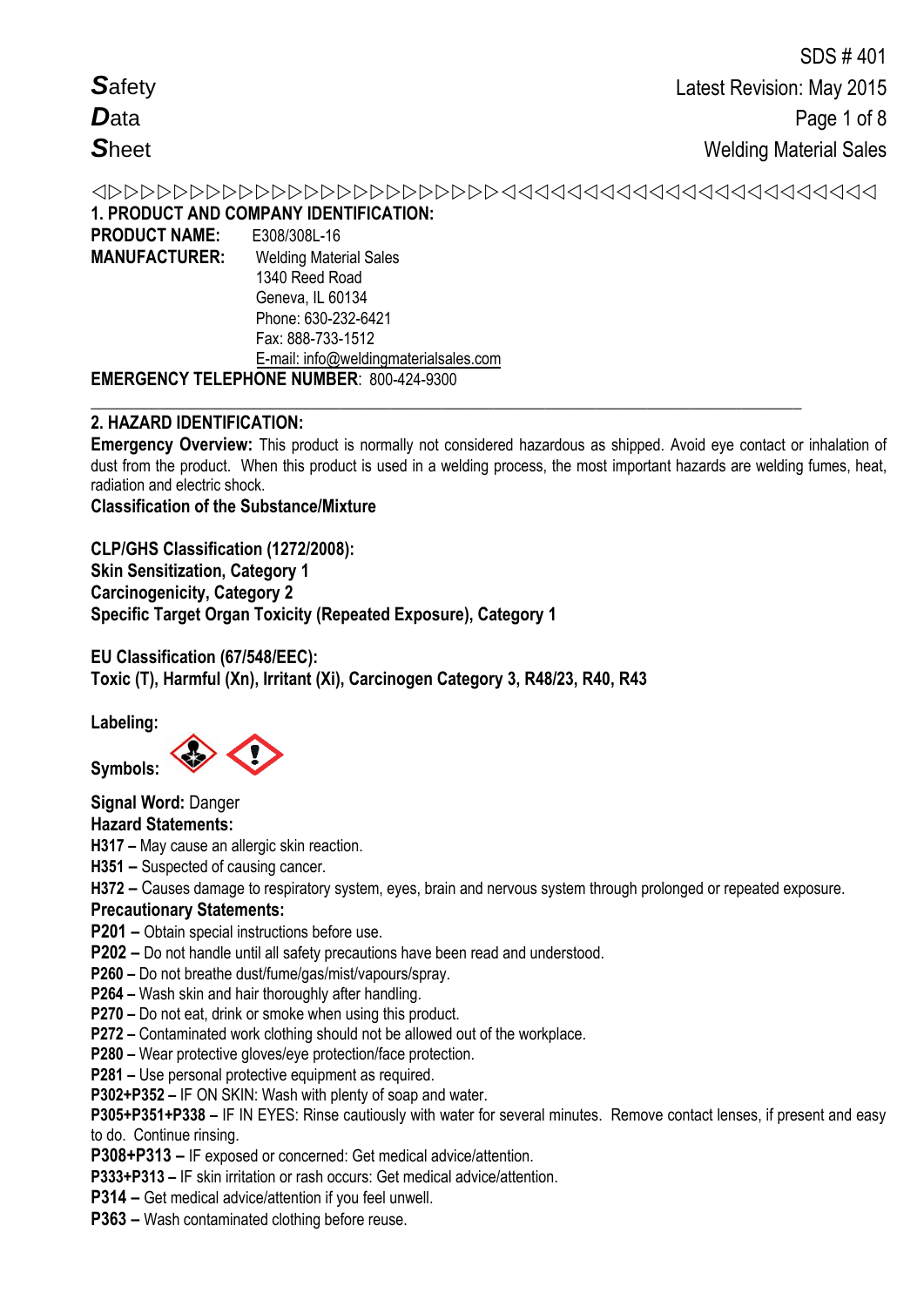SDS # 401

Latest Revision: May 2015

**S**afety
**D**ata
**S**heet

Welding Material Sales

◁▷▷▷▷▷▷▷▷▷▷▷▷▷▷▷▷▷▷▷▷▷▷▷▷▷▷◁◁◁◁◁◁◁◁◁◁◁◁◁◁◁◁◁◁◁◁◁◁◁◁◁◁◁

## 1. PRODUCT AND COMPANY IDENTIFICATION:

**PRODUCT NAME:** E308/308L-16

**MANUFACTURER:** Welding Material Sales
1340 Reed Road
Geneva, IL 60134
Phone: 630-232-6421
Fax: 888-733-1512
E-mail: info@weldingmaterialsales.com

**EMERGENCY TELEPHONE NUMBER**: 800-424-9300

---

## 2. HAZARD IDENTIFICATION:

**Emergency Overview:** This product is normally not considered hazardous as shipped. Avoid eye contact or inhalation of dust from the product. When this product is used in a welding process, the most important hazards are welding fumes, heat, radiation and electric shock.

**Classification of the Substance/Mixture**

**CLP/GHS Classification (1272/2008):**
**Skin Sensitization, Category 1**
**Carcinogenicity, Category 2**
**Specific Target Organ Toxicity (Repeated Exposure), Category 1**

**EU Classification (67/548/EEC):**
**Toxic (T), Harmful (Xn), Irritant (Xi), Carcinogen Category 3, R48/23, R40, R43**

**Labeling:**

**Symbols:**

**Signal Word:** Danger

**Hazard Statements:**

**H317 –** May cause an allergic skin reaction.
**H351 –** Suspected of causing cancer.
**H372 –** Causes damage to respiratory system, eyes, brain and nervous system through prolonged or repeated exposure.

**Precautionary Statements:**

**P201 –** Obtain special instructions before use.
**P202 –** Do not handle until all safety precautions have been read and understood.
**P260 –** Do not breathe dust/fume/gas/mist/vapours/spray.
**P264 –** Wash skin and hair thoroughly after handling.
**P270 –** Do not eat, drink or smoke when using this product.
**P272 –** Contaminated work clothing should not be allowed out of the workplace.
**P280 –** Wear protective gloves/eye protection/face protection.
**P281 –** Use personal protective equipment as required.
**P302+P352 –** IF ON SKIN: Wash with plenty of soap and water.
**P305+P351+P338 –** IF IN EYES: Rinse cautiously with water for several minutes. Remove contact lenses, if present and easy to do. Continue rinsing.
**P308+P313 –** IF exposed or concerned: Get medical advice/attention.
**P333+P313 –** IF skin irritation or rash occurs: Get medical advice/attention.
**P314 –** Get medical advice/attention if you feel unwell.
**P363 –** Wash contaminated clothing before reuse.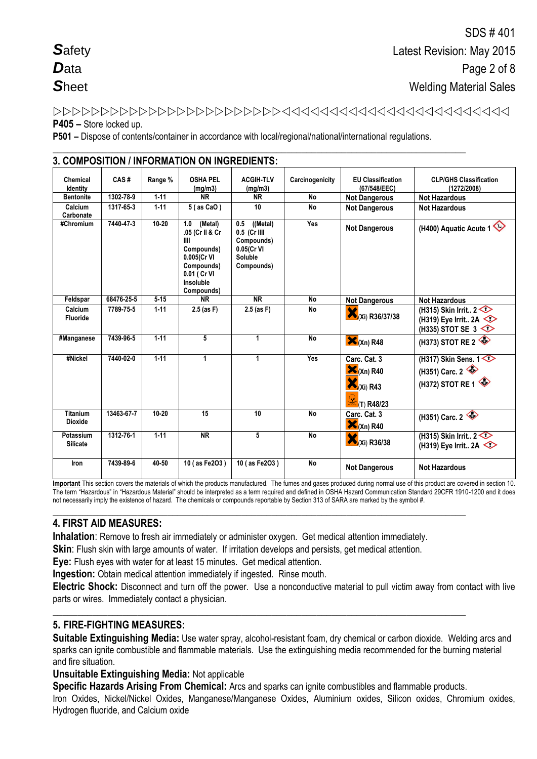**P405 –** Store locked up.

**P501 –** Dispose of contents/container in accordance with local/regional/national/international regulations.

## 3. COMPOSITION / INFORMATION ON INGREDIENTS:

| Chemical Identity | CAS # | Range % | OSHA PEL (mg/m3) | ACGIH-TLV (mg/m3) | Carcinogenicity | EU Classification (67/548/EEC) | CLP/GHS Classification (1272/2008) |
|---|---|---|---|---|---|---|---|
| Bentonite | 1302-78-9 | 1-11 | NR | NR | No | Not Dangerous | Not Hazardous |
| Calcium Carbonate | 1317-65-3 | 1-11 | 5 ( as CaO ) | 10 | No | Not Dangerous | Not Hazardous |
| #Chromium | 7440-47-3 | 10-20 | 1.0 (Metal) .05 (Cr II & Cr IIII Compounds) 0.005(Cr VI Compounds) 0.01 ( Cr VI Insoluble Compounds) | 0.5 ((Metal) 0.5 (Cr IIII Compounds) 0.05(Cr VI Soluble Compounds) | Yes | Not Dangerous | (H400) Aquatic Acute 1 |
| Feldspar | 68476-25-5 | 5-15 | NR | NR | No | Not Dangerous | Not Hazardous |
| Calcium Fluoride | 7789-75-5 | 1-11 | 2.5 (as F) | 2.5 (as F) | No | (Xi) R36/37/38 | (H315) Skin Irrit.. 2 (H319) Eye Irrit.. 2A (H335) STOT SE 3 |
| #Manganese | 7439-96-5 | 1-11 | 5 | 1 | No | (Xn) R48 | (H373) STOT RE 2 |
| #Nickel | 7440-02-0 | 1-11 | 1 | 1 | Yes | Carc. Cat. 3 (Xn) R40 (Xi) R43 (T) R48/23 | (H317) Skin Sens. 1 (H351) Carc. 2 (H372) STOT RE 1 |
| Titanium Dioxide | 13463-67-7 | 10-20 | 15 | 10 | No | Carc. Cat. 3 (Xn) R40 | (H351) Carc. 2 |
| Potassium Silicate | 1312-76-1 | 1-11 | NR | 5 | No | (Xi) R36/38 | (H315) Skin Irrit.. 2 (H319) Eye Irrit.. 2A |
| Iron | 7439-89-6 | 40-50 | 10 ( as Fe2O3 ) | 10 ( as Fe2O3 ) | No | Not Dangerous | Not Hazardous |

**Important** This section covers the materials of which the products manufactured. The fumes and gases produced during normal use of this product are covered in section 10. The term "Hazardous" in "Hazardous Material" should be interpreted as a term required and defined in OSHA Hazard Communication Standard 29CFR 1910-1200 and it does not necessarily imply the existence of hazard. The chemicals or compounds reportable by Section 313 of SARA are marked by the symbol #.

## 4. FIRST AID MEASURES:

**Inhalation**: Remove to fresh air immediately or administer oxygen. Get medical attention immediately.

**Skin**: Flush skin with large amounts of water. If irritation develops and persists, get medical attention.

**Eye:** Flush eyes with water for at least 15 minutes. Get medical attention.

**Ingestion:** Obtain medical attention immediately if ingested. Rinse mouth.

**Electric Shock:** Disconnect and turn off the power. Use a nonconductive material to pull victim away from contact with live parts or wires. Immediately contact a physician.

## 5. FIRE-FIGHTING MEASURES:

**Suitable Extinguishing Media:** Use water spray, alcohol-resistant foam, dry chemical or carbon dioxide. Welding arcs and sparks can ignite combustible and flammable materials. Use the extinguishing media recommended for the burning material and fire situation.

**Unsuitable Extinguishing Media:** Not applicable

**Specific Hazards Arising From Chemical:** Arcs and sparks can ignite combustibles and flammable products.

Iron Oxides, Nickel/Nickel Oxides, Manganese/Manganese Oxides, Aluminium oxides, Silicon oxides, Chromium oxides, Hydrogen fluoride, and Calcium oxide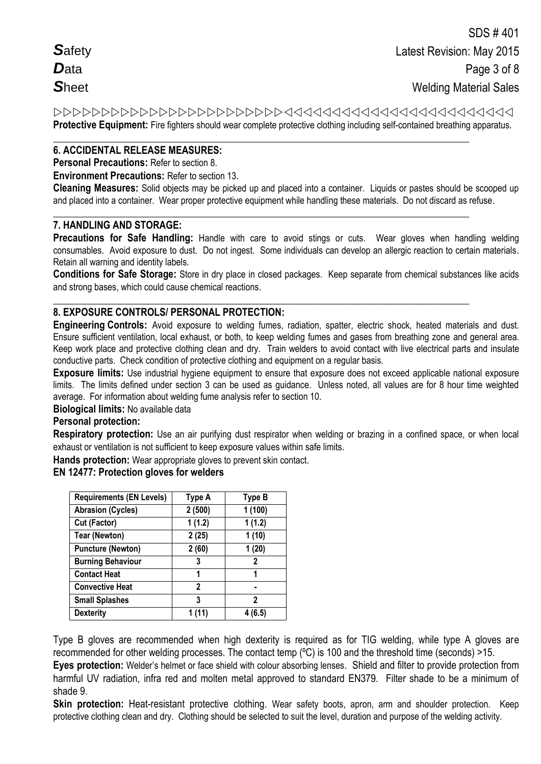**Protective Equipment:** Fire fighters should wear complete protective clothing including self-contained breathing apparatus.

## 6. ACCIDENTAL RELEASE MEASURES:

**Personal Precautions:** Refer to section 8.

**Environment Precautions:** Refer to section 13.

**Cleaning Measures:** Solid objects may be picked up and placed into a container. Liquids or pastes should be scooped up and placed into a container. Wear proper protective equipment while handling these materials. Do not discard as refuse.

## 7. HANDLING AND STORAGE:

**Precautions for Safe Handling:** Handle with care to avoid stings or cuts. Wear gloves when handling welding consumables. Avoid exposure to dust. Do not ingest. Some individuals can develop an allergic reaction to certain materials. Retain all warning and identity labels.

**Conditions for Safe Storage:** Store in dry place in closed packages. Keep separate from chemical substances like acids and strong bases, which could cause chemical reactions.

## 8. EXPOSURE CONTROLS/ PERSONAL PROTECTION:

**Engineering Controls:** Avoid exposure to welding fumes, radiation, spatter, electric shock, heated materials and dust. Ensure sufficient ventilation, local exhaust, or both, to keep welding fumes and gases from breathing zone and general area. Keep work place and protective clothing clean and dry. Train welders to avoid contact with live electrical parts and insulate conductive parts. Check condition of protective clothing and equipment on a regular basis.

**Exposure limits:** Use industrial hygiene equipment to ensure that exposure does not exceed applicable national exposure limits. The limits defined under section 3 can be used as guidance. Unless noted, all values are for 8 hour time weighted average. For information about welding fume analysis refer to section 10.

**Biological limits:** No available data

**Personal protection:**

**Respiratory protection:** Use an air purifying dust respirator when welding or brazing in a confined space, or when local exhaust or ventilation is not sufficient to keep exposure values within safe limits.

**Hands protection:** Wear appropriate gloves to prevent skin contact.

**EN 12477: Protection gloves for welders**

| Requirements (EN Levels) | Type A | Type B |
|---|---|---|
| Abrasion (Cycles) | 2 (500) | 1 (100) |
| Cut (Factor) | 1 (1.2) | 1 (1.2) |
| Tear (Newton) | 2 (25) | 1 (10) |
| Puncture (Newton) | 2 (60) | 1 (20) |
| Burning Behaviour | 3 | 2 |
| Contact Heat | 1 | 1 |
| Convective Heat | 2 | - |
| Small Splashes | 3 | 2 |
| Dexterity | 1 (11) | 4 (6.5) |

Type B gloves are recommended when high dexterity is required as for TIG welding, while type A gloves are recommended for other welding processes. The contact temp (ºC) is 100 and the threshold time (seconds) >15.

**Eyes protection:** Welder's helmet or face shield with colour absorbing lenses. Shield and filter to provide protection from harmful UV radiation, infra red and molten metal approved to standard EN379. Filter shade to be a minimum of shade 9.

**Skin protection:** Heat-resistant protective clothing. Wear safety boots, apron, arm and shoulder protection. Keep protective clothing clean and dry. Clothing should be selected to suit the level, duration and purpose of the welding activity.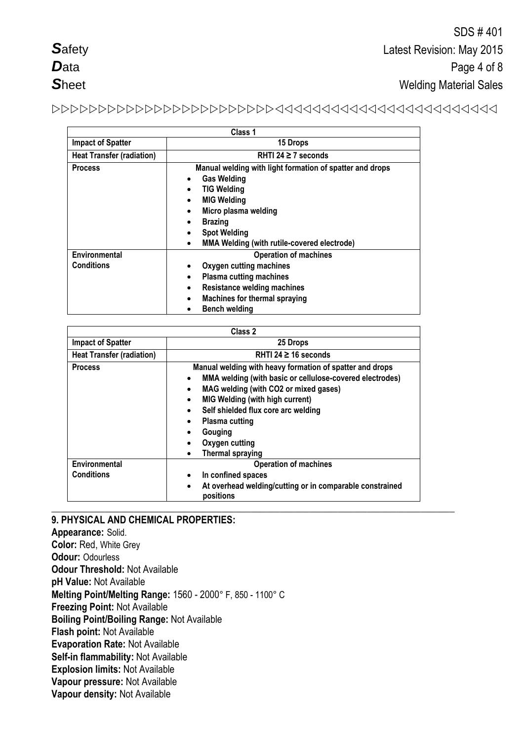| Class 1 | |
|---|---|
| **Impact of Spatter** | **15 Drops** |
| **Heat Transfer (radiation)** | **RHTI 24 ≥ 7 seconds** |
| **Process** | **Manual welding with light formation of spatter and drops**<br>• Gas Welding<br>• TIG Welding<br>• MIG Welding<br>• Micro plasma welding<br>• Brazing<br>• Spot Welding<br>• MMA Welding (with rutile-covered electrode) |
| **Environmental Conditions** | **Operation of machines**<br>• Oxygen cutting machines<br>• Plasma cutting machines<br>• Resistance welding machines<br>• Machines for thermal spraying<br>• Bench welding |

| Class 2 | |
|---|---|
| **Impact of Spatter** | **25 Drops** |
| **Heat Transfer (radiation)** | **RHTI 24 ≥ 16 seconds** |
| **Process** | **Manual welding with heavy formation of spatter and drops**<br>• MMA welding (with basic or cellulose-covered electrodes)<br>• MAG welding (with CO2 or mixed gases)<br>• MIG Welding (with high current)<br>• Self shielded flux core arc welding<br>• Plasma cutting<br>• Gouging<br>• Oxygen cutting<br>• Thermal spraying |
| **Environmental Conditions** | **Operation of machines**<br>• In confined spaces<br>• At overhead welding/cutting or in comparable constrained positions |

## 9. PHYSICAL AND CHEMICAL PROPERTIES:

**Appearance:** Solid.
**Color:** Red, White Grey
**Odour:** Odourless
**Odour Threshold:** Not Available
**pH Value:** Not Available
**Melting Point/Melting Range:** 1560 - 2000° F, 850 - 1100° C
**Freezing Point:** Not Available
**Boiling Point/Boiling Range:** Not Available
**Flash point:** Not Available
**Evaporation Rate:** Not Available
**Self-in flammability:** Not Available
**Explosion limits:** Not Available
**Vapour pressure:** Not Available
**Vapour density:** Not Available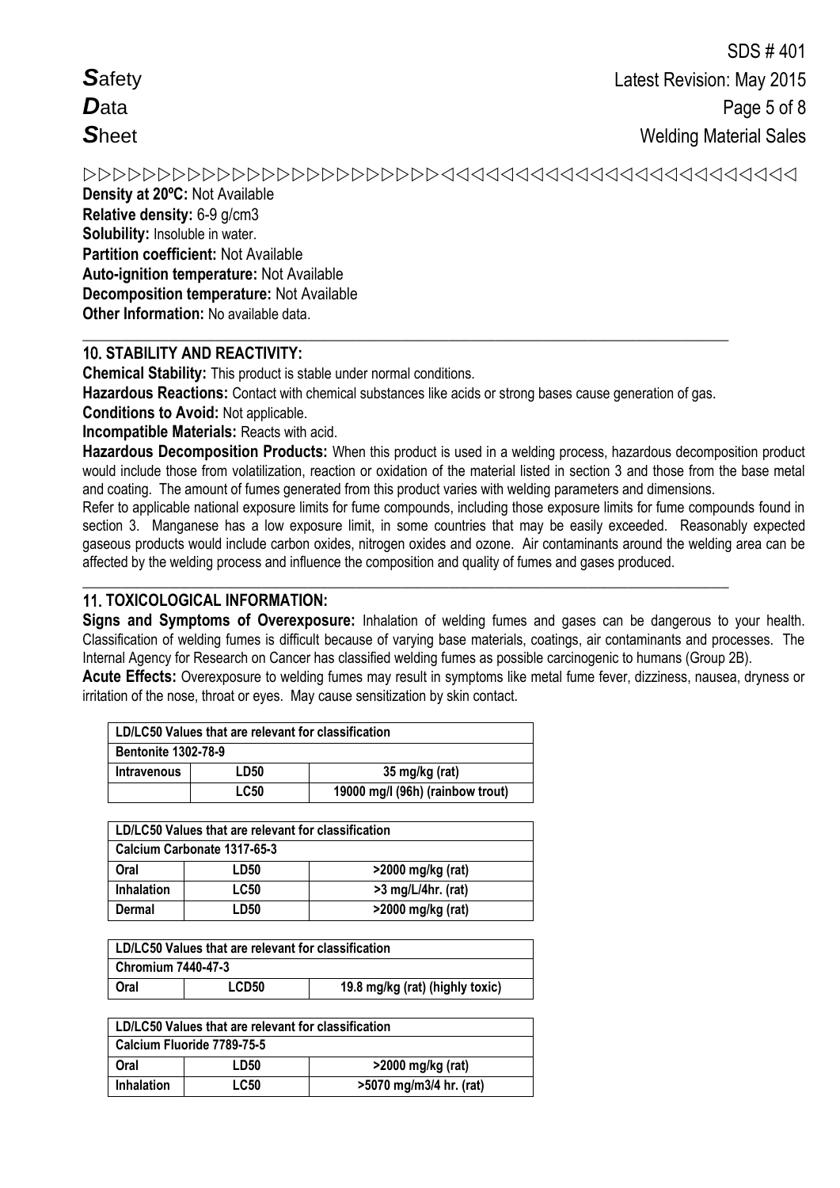**Density at 20ºC:** Not Available
**Relative density:** 6-9 g/cm3
**Solubility:** Insoluble in water.
**Partition coefficient:** Not Available
**Auto-ignition temperature:** Not Available
**Decomposition temperature:** Not Available
**Other Information:** No available data.

## 10. STABILITY AND REACTIVITY:

**Chemical Stability:** This product is stable under normal conditions.

**Hazardous Reactions:** Contact with chemical substances like acids or strong bases cause generation of gas.

**Conditions to Avoid:** Not applicable.

**Incompatible Materials:** Reacts with acid.

**Hazardous Decomposition Products:** When this product is used in a welding process, hazardous decomposition product would include those from volatilization, reaction or oxidation of the material listed in section 3 and those from the base metal and coating. The amount of fumes generated from this product varies with welding parameters and dimensions.

Refer to applicable national exposure limits for fume compounds, including those exposure limits for fume compounds found in section 3. Manganese has a low exposure limit, in some countries that may be easily exceeded. Reasonably expected gaseous products would include carbon oxides, nitrogen oxides and ozone. Air contaminants around the welding area can be affected by the welding process and influence the composition and quality of fumes and gases produced.

## 11. TOXICOLOGICAL INFORMATION:

**Signs and Symptoms of Overexposure:** Inhalation of welding fumes and gases can be dangerous to your health. Classification of welding fumes is difficult because of varying base materials, coatings, air contaminants and processes. The Internal Agency for Research on Cancer has classified welding fumes as possible carcinogenic to humans (Group 2B).

**Acute Effects:** Overexposure to welding fumes may result in symptoms like metal fume fever, dizziness, nausea, dryness or irritation of the nose, throat or eyes. May cause sensitization by skin contact.

| LD/LC50 Values that are relevant for classification | | |
|---|---|---|
| **Bentonite 1302-78-9** | | |
| **Intravenous** | **LD50** | **35 mg/kg (rat)** |
| | **LC50** | **19000 mg/l (96h) (rainbow trout)** |

| LD/LC50 Values that are relevant for classification | | |
|---|---|---|
| **Calcium Carbonate 1317-65-3** | | |
| **Oral** | **LD50** | **>2000 mg/kg (rat)** |
| **Inhalation** | **LC50** | **>3 mg/L/4hr. (rat)** |
| **Dermal** | **LD50** | **>2000 mg/kg (rat)** |

| LD/LC50 Values that are relevant for classification | | |
|---|---|---|
| **Chromium 7440-47-3** | | |
| **Oral** | **LCD50** | **19.8 mg/kg (rat) (highly toxic)** |

| LD/LC50 Values that are relevant for classification | | |
|---|---|---|
| **Calcium Fluoride 7789-75-5** | | |
| **Oral** | **LD50** | **>2000 mg/kg (rat)** |
| **Inhalation** | **LC50** | **>5070 mg/m3/4 hr. (rat)** |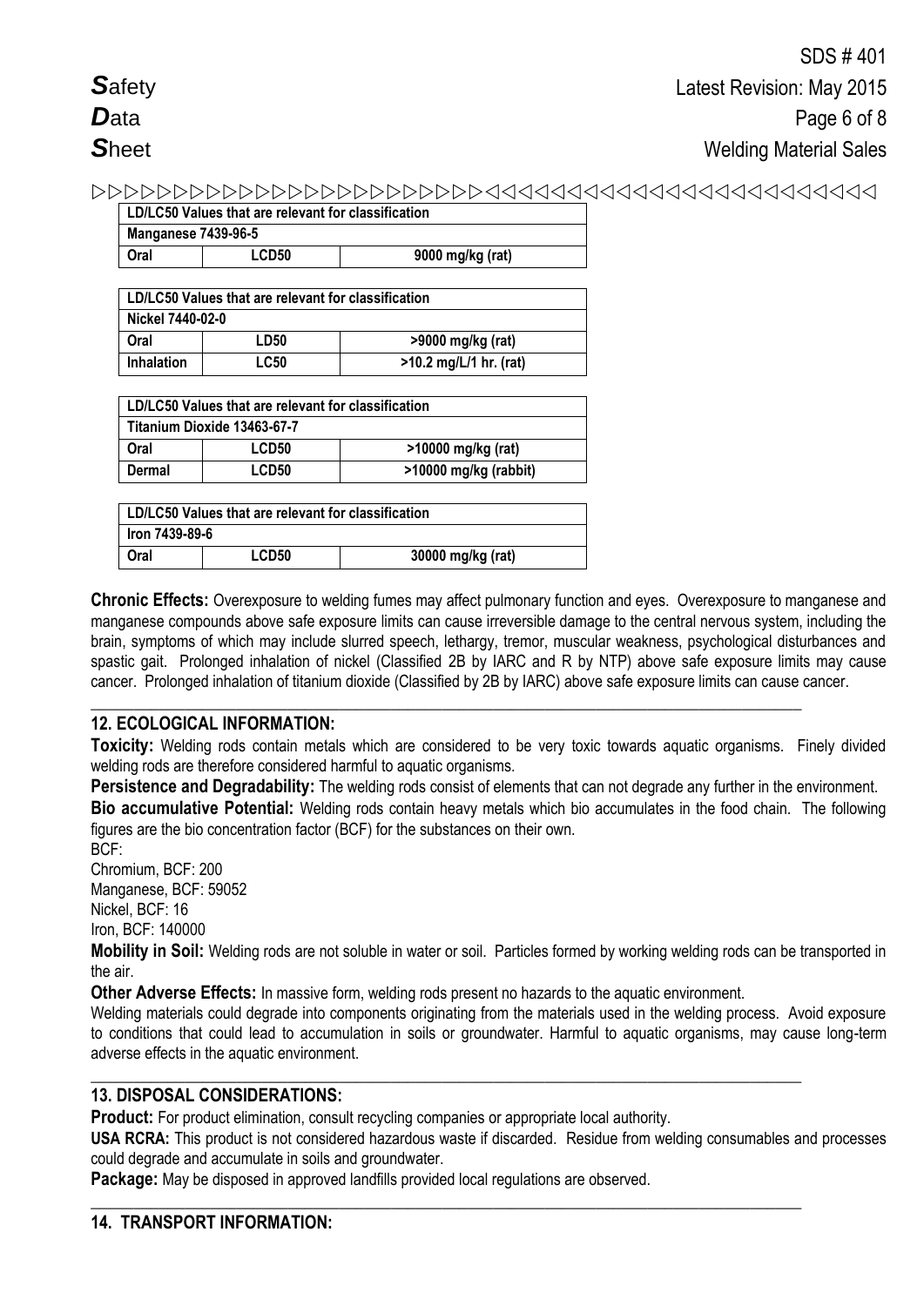| LD/LC50 Values that are relevant for classification | | |
|---|---|---|
| **Manganese 7439-96-5** | | |
| **Oral** | **LCD50** | **9000 mg/kg (rat)** |

| LD/LC50 Values that are relevant for classification | | |
|---|---|---|
| **Nickel 7440-02-0** | | |
| **Oral** | **LD50** | **>9000 mg/kg (rat)** |
| **Inhalation** | **LC50** | **>10.2 mg/L/1 hr. (rat)** |

| LD/LC50 Values that are relevant for classification | | |
|---|---|---|
| **Titanium Dioxide 13463-67-7** | | |
| **Oral** | **LCD50** | **>10000 mg/kg (rat)** |
| **Dermal** | **LCD50** | **>10000 mg/kg (rabbit)** |

| LD/LC50 Values that are relevant for classification | | |
|---|---|---|
| **Iron 7439-89-6** | | |
| **Oral** | **LCD50** | **30000 mg/kg (rat)** |

**Chronic Effects:** Overexposure to welding fumes may affect pulmonary function and eyes. Overexposure to manganese and manganese compounds above safe exposure limits can cause irreversible damage to the central nervous system, including the brain, symptoms of which may include slurred speech, lethargy, tremor, muscular weakness, psychological disturbances and spastic gait. Prolonged inhalation of nickel (Classified 2B by IARC and R by NTP) above safe exposure limits may cause cancer. Prolonged inhalation of titanium dioxide (Classified by 2B by IARC) above safe exposure limits can cause cancer.

## 12. ECOLOGICAL INFORMATION:

**Toxicity:** Welding rods contain metals which are considered to be very toxic towards aquatic organisms. Finely divided welding rods are therefore considered harmful to aquatic organisms.

**Persistence and Degradability:** The welding rods consist of elements that can not degrade any further in the environment.

**Bio accumulative Potential:** Welding rods contain heavy metals which bio accumulates in the food chain. The following figures are the bio concentration factor (BCF) for the substances on their own.

BCF:
Chromium, BCF: 200
Manganese, BCF: 59052
Nickel, BCF: 16
Iron, BCF: 140000

**Mobility in Soil:** Welding rods are not soluble in water or soil. Particles formed by working welding rods can be transported in the air.

**Other Adverse Effects:** In massive form, welding rods present no hazards to the aquatic environment.

Welding materials could degrade into components originating from the materials used in the welding process. Avoid exposure to conditions that could lead to accumulation in soils or groundwater. Harmful to aquatic organisms, may cause long-term adverse effects in the aquatic environment.

## 13. DISPOSAL CONSIDERATIONS:

**Product:** For product elimination, consult recycling companies or appropriate local authority.

**USA RCRA:** This product is not considered hazardous waste if discarded. Residue from welding consumables and processes could degrade and accumulate in soils and groundwater.

**Package:** May be disposed in approved landfills provided local regulations are observed.

## 14. TRANSPORT INFORMATION: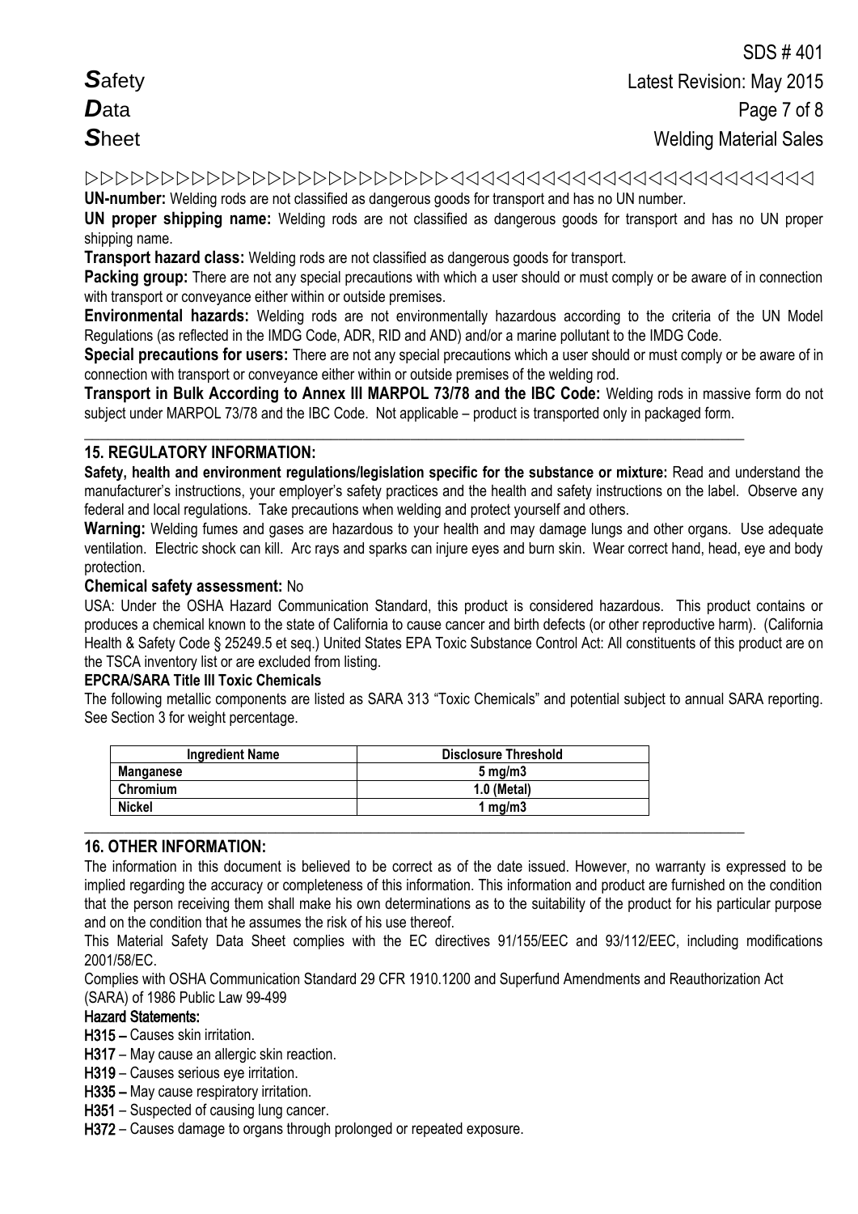▷▷▷▷▷▷▷▷▷▷▷▷▷▷▷▷▷▷▷▷▷▷▷▷◁◁◁◁◁◁◁◁◁◁◁◁◁◁◁◁◁◁◁◁◁◁◁◁◁◁

**UN-number:** Welding rods are not classified as dangerous goods for transport and has no UN number.

**UN proper shipping name:** Welding rods are not classified as dangerous goods for transport and has no UN proper shipping name.

**Transport hazard class:** Welding rods are not classified as dangerous goods for transport.

**Packing group:** There are not any special precautions with which a user should or must comply or be aware of in connection with transport or conveyance either within or outside premises.

**Environmental hazards:** Welding rods are not environmentally hazardous according to the criteria of the UN Model Regulations (as reflected in the IMDG Code, ADR, RID and AND) and/or a marine pollutant to the IMDG Code.

**Special precautions for users:** There are not any special precautions which a user should or must comply or be aware of in connection with transport or conveyance either within or outside premises of the welding rod.

**Transport in Bulk According to Annex III MARPOL 73/78 and the IBC Code:** Welding rods in massive form do not subject under MARPOL 73/78 and the IBC Code. Not applicable – product is transported only in packaged form.

## 15. REGULATORY INFORMATION:

**Safety, health and environment regulations/legislation specific for the substance or mixture:** Read and understand the manufacturer's instructions, your employer's safety practices and the health and safety instructions on the label. Observe any federal and local regulations. Take precautions when welding and protect yourself and others.

**Warning:** Welding fumes and gases are hazardous to your health and may damage lungs and other organs. Use adequate ventilation. Electric shock can kill. Arc rays and sparks can injure eyes and burn skin. Wear correct hand, head, eye and body protection.

### Chemical safety assessment: No

USA: Under the OSHA Hazard Communication Standard, this product is considered hazardous. This product contains or produces a chemical known to the state of California to cause cancer and birth defects (or other reproductive harm). (California Health & Safety Code § 25249.5 et seq.) United States EPA Toxic Substance Control Act: All constituents of this product are on the TSCA inventory list or are excluded from listing.

**EPCRA/SARA Title III Toxic Chemicals**

The following metallic components are listed as SARA 313 "Toxic Chemicals" and potential subject to annual SARA reporting. See Section 3 for weight percentage.

| Ingredient Name | Disclosure Threshold |
|---|---|
| **Manganese** | **5 mg/m3** |
| **Chromium** | **1.0 (Metal)** |
| **Nickel** | **1 mg/m3** |

## 16. OTHER INFORMATION:

The information in this document is believed to be correct as of the date issued. However, no warranty is expressed to be implied regarding the accuracy or completeness of this information. This information and product are furnished on the condition that the person receiving them shall make his own determinations as to the suitability of the product for his particular purpose and on the condition that he assumes the risk of his use thereof.

This Material Safety Data Sheet complies with the EC directives 91/155/EEC and 93/112/EEC, including modifications 2001/58/EC.

Complies with OSHA Communication Standard 29 CFR 1910.1200 and Superfund Amendments and Reauthorization Act (SARA) of 1986 Public Law 99-499

**Hazard Statements:**

**H315 –** Causes skin irritation.

**H317** – May cause an allergic skin reaction.

**H319** – Causes serious eye irritation.

**H335 –** May cause respiratory irritation.

**H351** – Suspected of causing lung cancer.

**H372** – Causes damage to organs through prolonged or repeated exposure.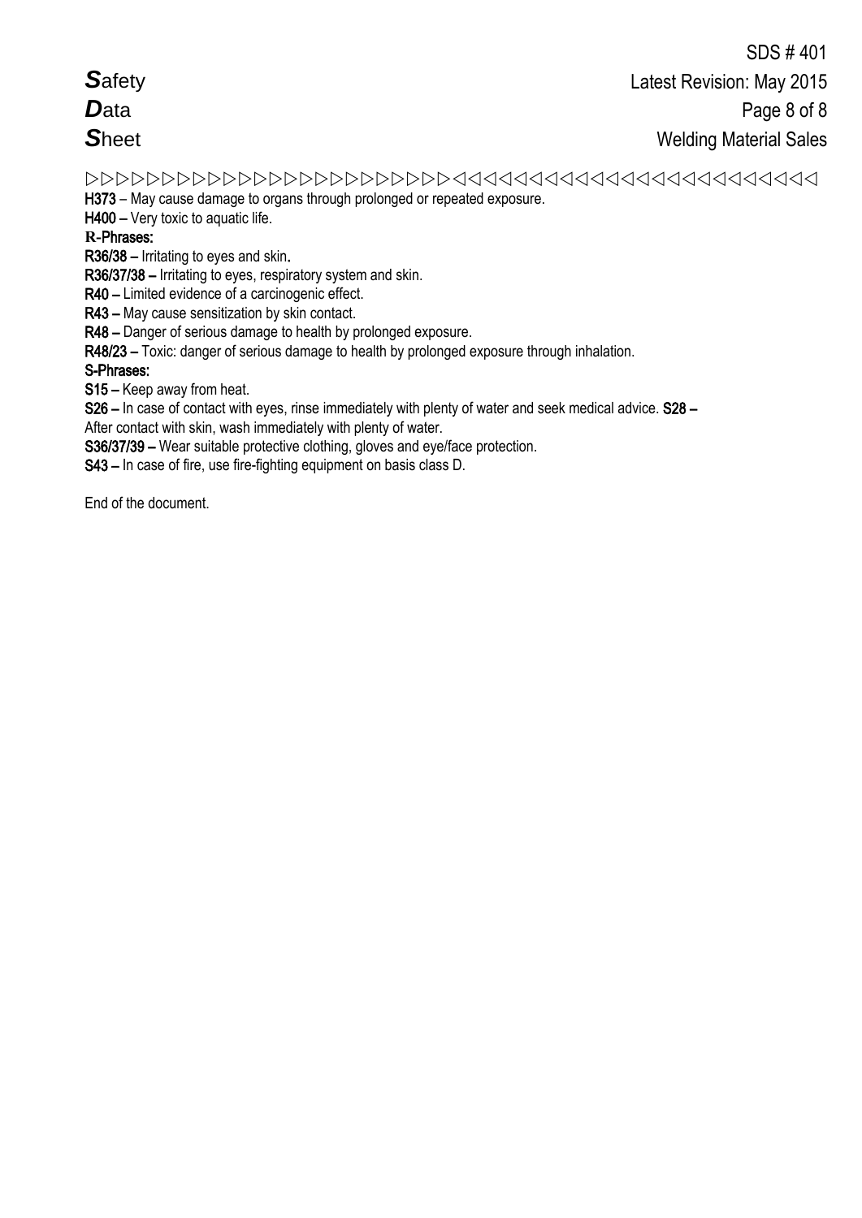**H373** – May cause damage to organs through prolonged or repeated exposure.
**H400** – Very toxic to aquatic life.

**R-Phrases:**

**R36/38** – Irritating to eyes and skin.
**R36/37/38** – Irritating to eyes, respiratory system and skin.
**R40** – Limited evidence of a carcinogenic effect.
**R43** – May cause sensitization by skin contact.
**R48** – Danger of serious damage to health by prolonged exposure.
**R48/23** – Toxic: danger of serious damage to health by prolonged exposure through inhalation.

**S-Phrases:**

**S15** – Keep away from heat.
**S26** – In case of contact with eyes, rinse immediately with plenty of water and seek medical advice. **S28** – After contact with skin, wash immediately with plenty of water.
**S36/37/39** – Wear suitable protective clothing, gloves and eye/face protection.
**S43** – In case of fire, use fire-fighting equipment on basis class D.

End of the document.